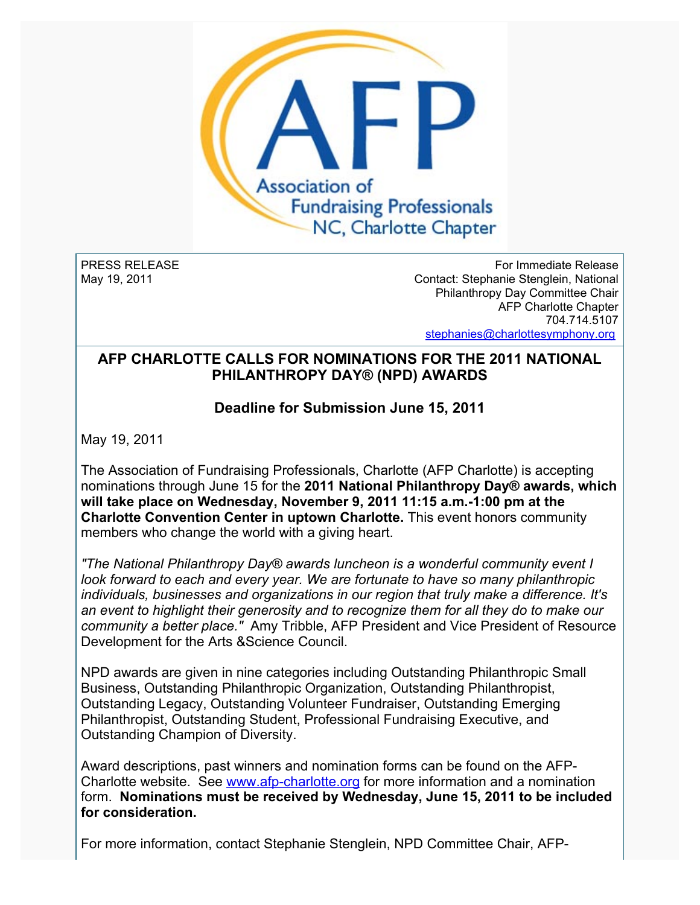Association of Fundraising Professionals
NC, Charlotte Chapter

PRESS RELEASE
May 19, 2011

For Immediate Release
Contact: Stephanie Stenglein, National Philanthropy Day Committee Chair
AFP Charlotte Chapter
704.714.5107
stephanies@charlottesymphony.org

## AFP CHARLOTTE CALLS FOR NOMINATIONS FOR THE 2011 NATIONAL PHILANTHROPY DAY® (NPD) AWARDS

### Deadline for Submission June 15, 2011

May 19, 2011

The Association of Fundraising Professionals, Charlotte (AFP Charlotte) is accepting nominations through June 15 for the **2011 National Philanthropy Day® awards, which will take place on Wednesday, November 9, 2011 11:15 a.m.-1:00 pm at the Charlotte Convention Center in uptown Charlotte.** This event honors community members who change the world with a giving heart.

*"The National Philanthropy Day® awards luncheon is a wonderful community event I look forward to each and every year. We are fortunate to have so many philanthropic individuals, businesses and organizations in our region that truly make a difference. It's an event to highlight their generosity and to recognize them for all they do to make our community a better place."* Amy Tribble, AFP President and Vice President of Resource Development for the Arts &Science Council.

NPD awards are given in nine categories including Outstanding Philanthropic Small Business, Outstanding Philanthropic Organization, Outstanding Philanthropist, Outstanding Legacy, Outstanding Volunteer Fundraiser, Outstanding Emerging Philanthropist, Outstanding Student, Professional Fundraising Executive, and Outstanding Champion of Diversity.

Award descriptions, past winners and nomination forms can be found on the AFP-Charlotte website. See www.afp-charlotte.org for more information and a nomination form. **Nominations must be received by Wednesday, June 15, 2011 to be included for consideration.**

For more information, contact Stephanie Stenglein, NPD Committee Chair, AFP-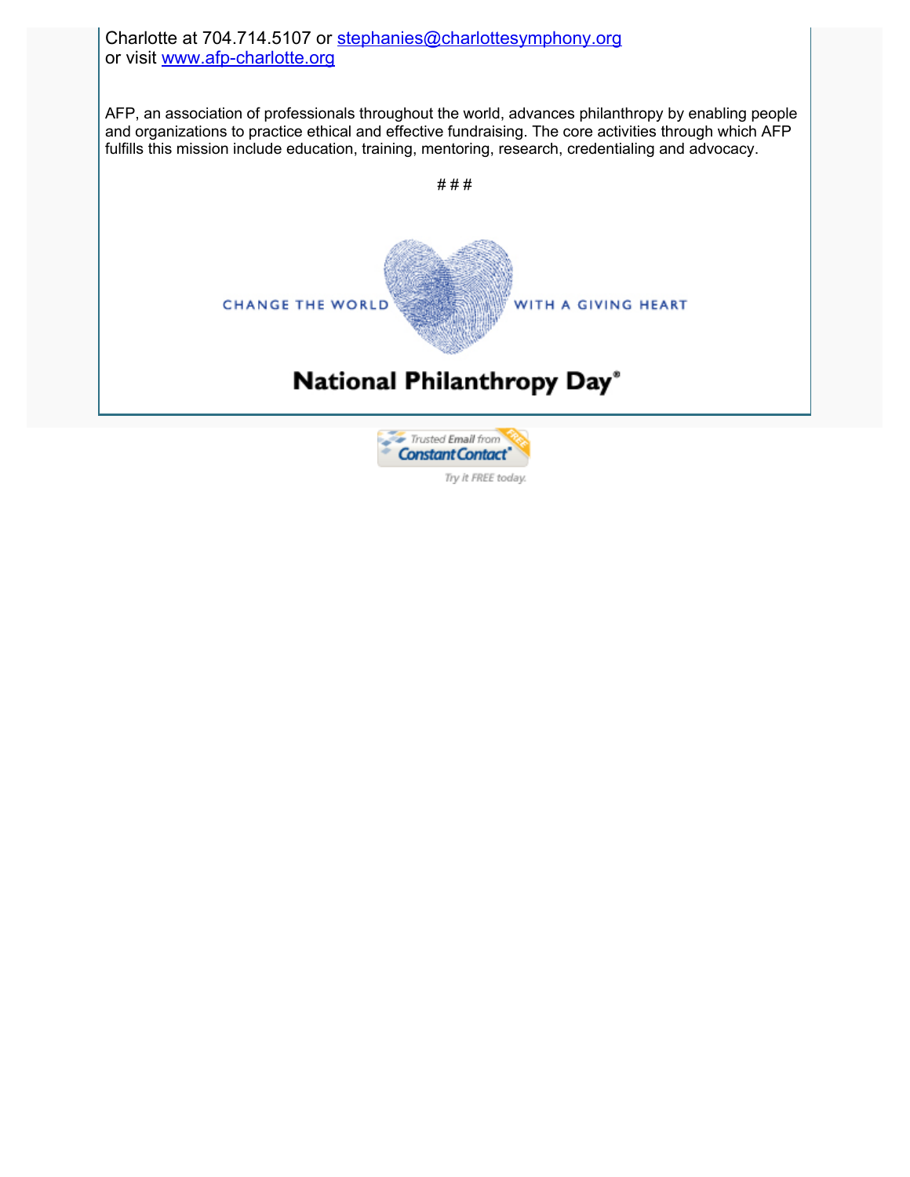Charlotte at 704.714.5107 or stephanies@charlottesymphony.org
or visit www.afp-charlotte.org

AFP, an association of professionals throughout the world, advances philanthropy by enabling people and organizations to practice ethical and effective fundraising. The core activities through which AFP fulfills this mission include education, training, mentoring, research, credentialing and advocacy.

# # #

CHANGE THE WORLD WITH A GIVING HEART

National Philanthropy Day®

Trusted Email from Constant Contact

Try it FREE today.